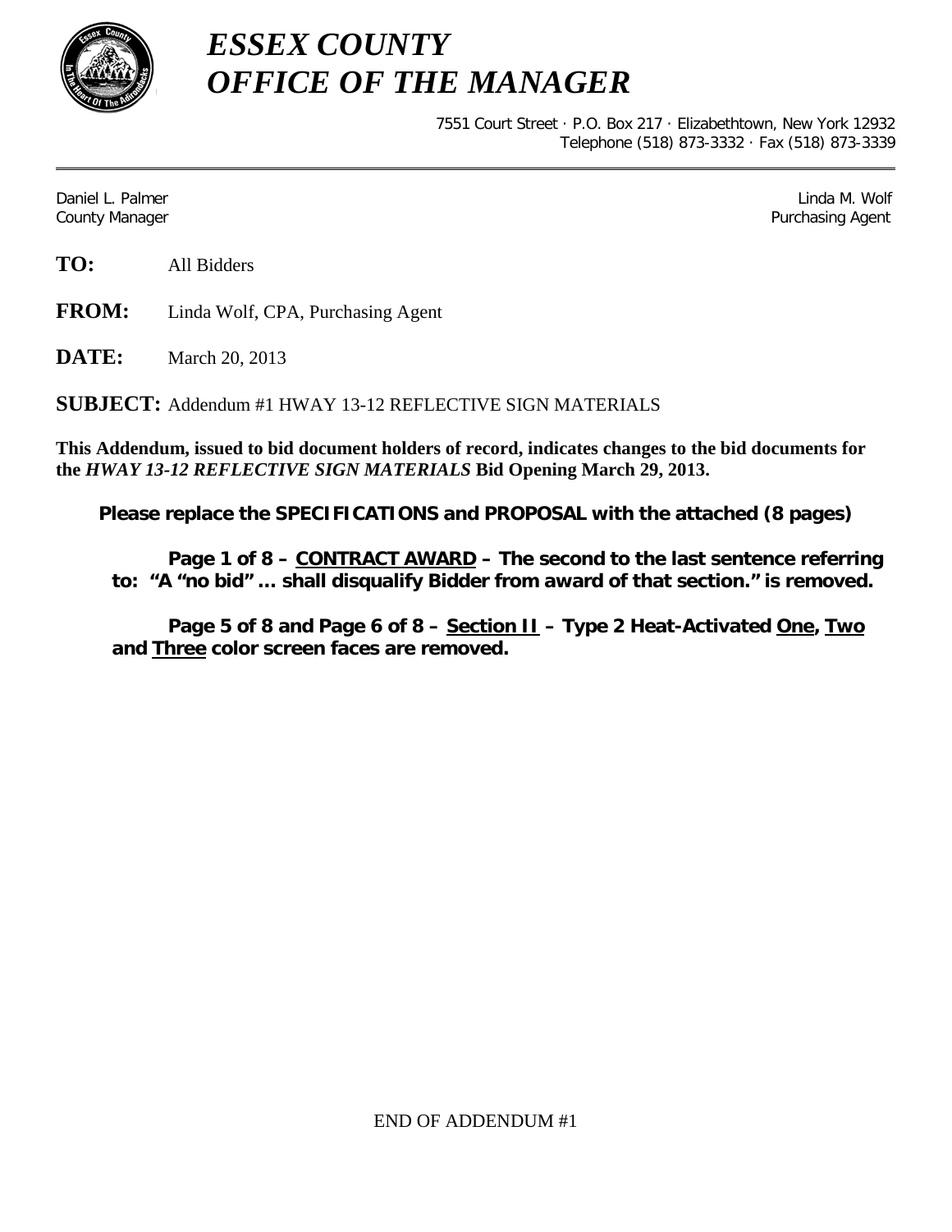# *ESSEX COUNTY OFFICE OF THE MANAGER*

7551 Court Street · P.O. Box 217 · Elizabethtown, New York 12932
Telephone (518) 873-3332 · Fax (518) 873-3339

---

Daniel L. Palmer
County Manager

Linda M. Wolf
Purchasing Agent

**TO:** All Bidders

**FROM:** Linda Wolf, CPA, Purchasing Agent

**DATE:** March 20, 2013

**SUBJECT:** Addendum #1 HWAY 13-12 REFLECTIVE SIGN MATERIALS

**This Addendum, issued to bid document holders of record, indicates changes to the bid documents for the *HWAY 13-12 REFLECTIVE SIGN MATERIALS* Bid Opening March 29, 2013.**

**Please replace the SPECIFICATIONS and PROPOSAL with the attached (8 pages)**

**Page 1 of 8 – <u>CONTRACT AWARD</u> – The second to the last sentence referring to: "A "no bid" … shall disqualify Bidder from award of that section." is removed.**

**Page 5 of 8 and Page 6 of 8 – <u>Section II</u> – Type 2 Heat-Activated <u>One</u>, <u>Two</u> and <u>Three</u> color screen faces are removed.**

END OF ADDENDUM #1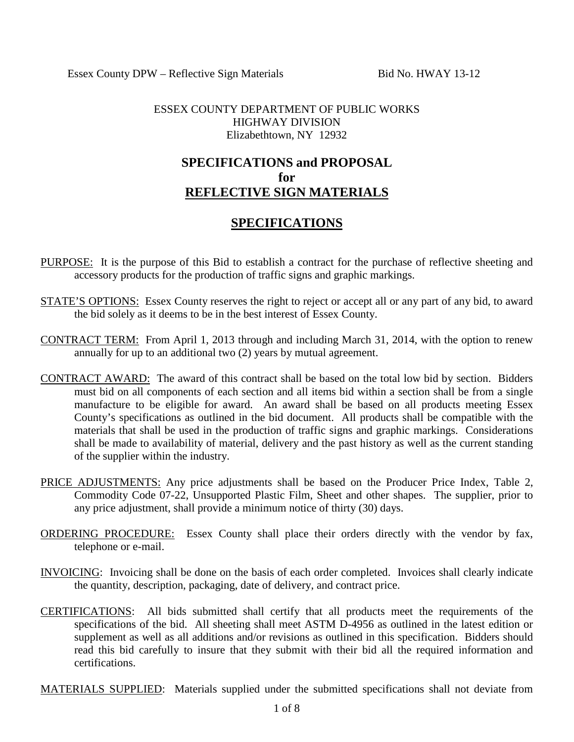ESSEX COUNTY DEPARTMENT OF PUBLIC WORKS
HIGHWAY DIVISION
Elizabethtown, NY 12932

# SPECIFICATIONS and PROPOSAL for REFLECTIVE SIGN MATERIALS

## SPECIFICATIONS

PURPOSE: It is the purpose of this Bid to establish a contract for the purchase of reflective sheeting and accessory products for the production of traffic signs and graphic markings.

STATE'S OPTIONS: Essex County reserves the right to reject or accept all or any part of any bid, to award the bid solely as it deems to be in the best interest of Essex County.

CONTRACT TERM: From April 1, 2013 through and including March 31, 2014, with the option to renew annually for up to an additional two (2) years by mutual agreement.

CONTRACT AWARD: The award of this contract shall be based on the total low bid by section. Bidders must bid on all components of each section and all items bid within a section shall be from a single manufacture to be eligible for award. An award shall be based on all products meeting Essex County's specifications as outlined in the bid document. All products shall be compatible with the materials that shall be used in the production of traffic signs and graphic markings. Considerations shall be made to availability of material, delivery and the past history as well as the current standing of the supplier within the industry.

PRICE ADJUSTMENTS: Any price adjustments shall be based on the Producer Price Index, Table 2, Commodity Code 07-22, Unsupported Plastic Film, Sheet and other shapes. The supplier, prior to any price adjustment, shall provide a minimum notice of thirty (30) days.

ORDERING PROCEDURE: Essex County shall place their orders directly with the vendor by fax, telephone or e-mail.

INVOICING: Invoicing shall be done on the basis of each order completed. Invoices shall clearly indicate the quantity, description, packaging, date of delivery, and contract price.

CERTIFICATIONS: All bids submitted shall certify that all products meet the requirements of the specifications of the bid. All sheeting shall meet ASTM D-4956 as outlined in the latest edition or supplement as well as all additions and/or revisions as outlined in this specification. Bidders should read this bid carefully to insure that they submit with their bid all the required information and certifications.

MATERIALS SUPPLIED: Materials supplied under the submitted specifications shall not deviate from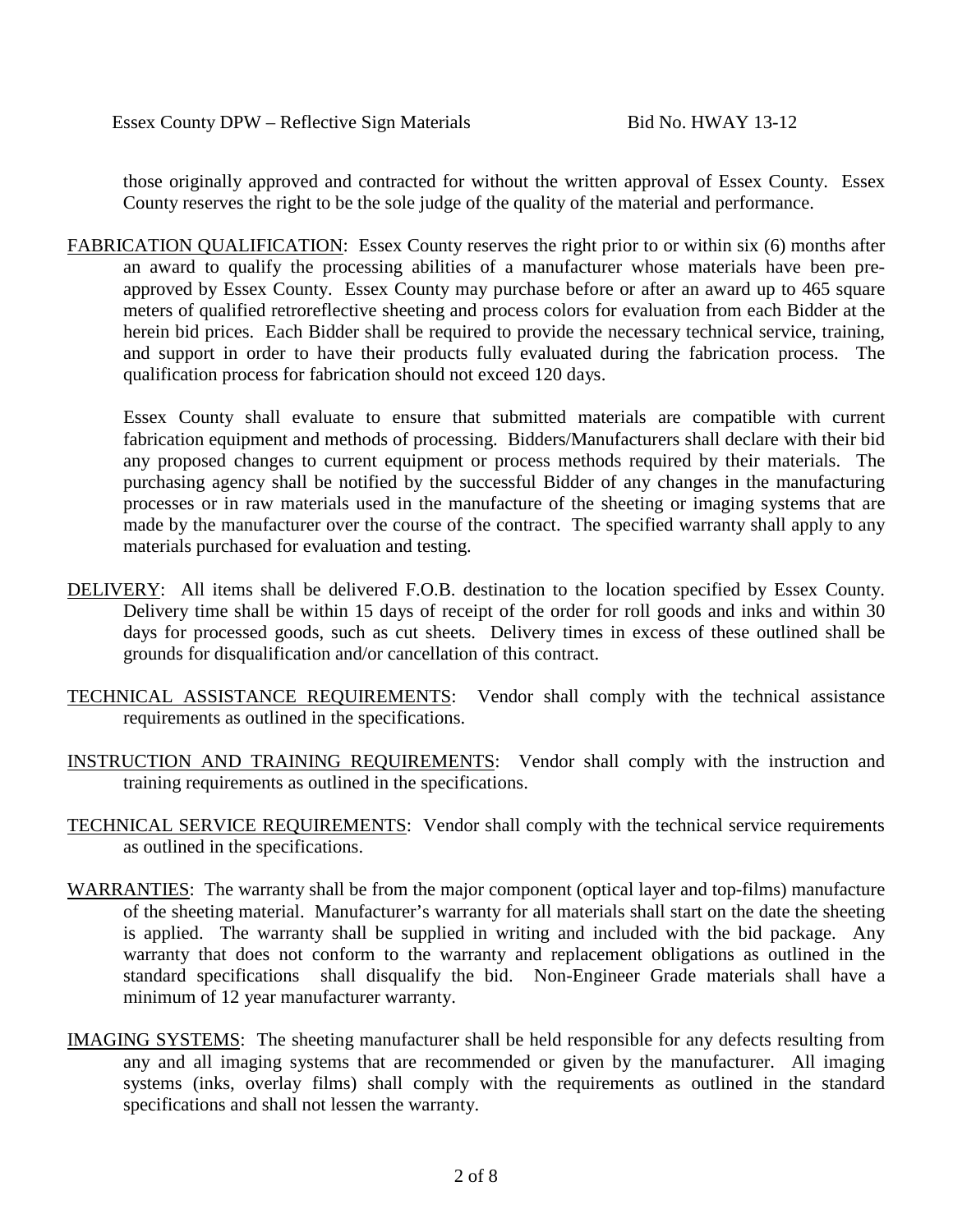those originally approved and contracted for without the written approval of Essex County. Essex County reserves the right to be the sole judge of the quality of the material and performance.

<u>FABRICATION QUALIFICATION</u>: Essex County reserves the right prior to or within six (6) months after an award to qualify the processing abilities of a manufacturer whose materials have been pre-approved by Essex County. Essex County may purchase before or after an award up to 465 square meters of qualified retroreflective sheeting and process colors for evaluation from each Bidder at the herein bid prices. Each Bidder shall be required to provide the necessary technical service, training, and support in order to have their products fully evaluated during the fabrication process. The qualification process for fabrication should not exceed 120 days.

Essex County shall evaluate to ensure that submitted materials are compatible with current fabrication equipment and methods of processing. Bidders/Manufacturers shall declare with their bid any proposed changes to current equipment or process methods required by their materials. The purchasing agency shall be notified by the successful Bidder of any changes in the manufacturing processes or in raw materials used in the manufacture of the sheeting or imaging systems that are made by the manufacturer over the course of the contract. The specified warranty shall apply to any materials purchased for evaluation and testing.

<u>DELIVERY</u>: All items shall be delivered F.O.B. destination to the location specified by Essex County. Delivery time shall be within 15 days of receipt of the order for roll goods and inks and within 30 days for processed goods, such as cut sheets. Delivery times in excess of these outlined shall be grounds for disqualification and/or cancellation of this contract.

<u>TECHNICAL ASSISTANCE REQUIREMENTS</u>: Vendor shall comply with the technical assistance requirements as outlined in the specifications.

<u>INSTRUCTION AND TRAINING REQUIREMENTS</u>: Vendor shall comply with the instruction and training requirements as outlined in the specifications.

<u>TECHNICAL SERVICE REQUIREMENTS</u>: Vendor shall comply with the technical service requirements as outlined in the specifications.

<u>WARRANTIES</u>: The warranty shall be from the major component (optical layer and top-films) manufacture of the sheeting material. Manufacturer's warranty for all materials shall start on the date the sheeting is applied. The warranty shall be supplied in writing and included with the bid package. Any warranty that does not conform to the warranty and replacement obligations as outlined in the standard specifications shall disqualify the bid. Non-Engineer Grade materials shall have a minimum of 12 year manufacturer warranty.

<u>IMAGING SYSTEMS</u>: The sheeting manufacturer shall be held responsible for any defects resulting from any and all imaging systems that are recommended or given by the manufacturer. All imaging systems (inks, overlay films) shall comply with the requirements as outlined in the standard specifications and shall not lessen the warranty.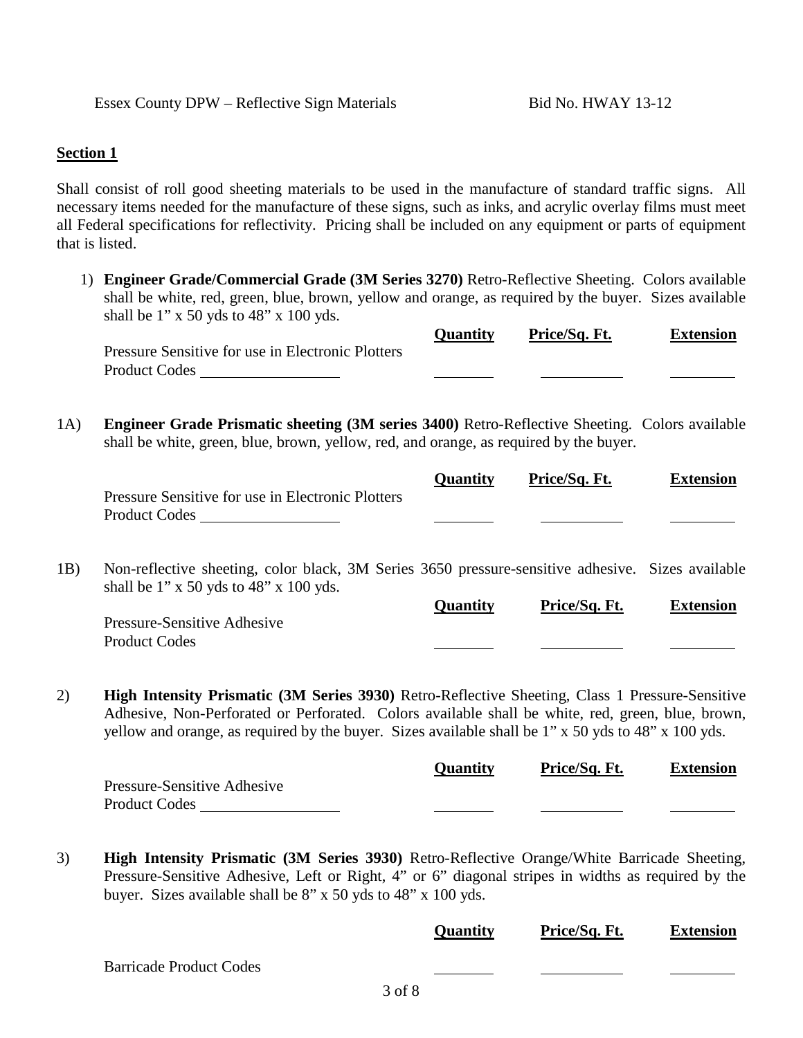## Section 1

Shall consist of roll good sheeting materials to be used in the manufacture of standard traffic signs. All necessary items needed for the manufacture of these signs, such as inks, and acrylic overlay films must meet all Federal specifications for reflectivity. Pricing shall be included on any equipment or parts of equipment that is listed.

1) **Engineer Grade/Commercial Grade (3M Series 3270)** Retro-Reflective Sheeting. Colors available shall be white, red, green, blue, brown, yellow and orange, as required by the buyer. Sizes available shall be 1" x 50 yds to 48" x 100 yds.

| | **Quantity** | **Price/Sq. Ft.** | **Extension** |
|---|---|---|---|
| Pressure Sensitive for use in Electronic Plotters<br>Product Codes ________ | ________ | ________ | ________ |

1A) **Engineer Grade Prismatic sheeting (3M series 3400)** Retro-Reflective Sheeting. Colors available shall be white, green, blue, brown, yellow, red, and orange, as required by the buyer.

| | **Quantity** | **Price/Sq. Ft.** | **Extension** |
|---|---|---|---|
| Pressure Sensitive for use in Electronic Plotters<br>Product Codes ________ | ________ | ________ | ________ |

1B) Non-reflective sheeting, color black, 3M Series 3650 pressure-sensitive adhesive. Sizes available shall be 1" x 50 yds to 48" x 100 yds.

| | **Quantity** | **Price/Sq. Ft.** | **Extension** |
|---|---|---|---|
| Pressure-Sensitive Adhesive<br>Product Codes | ________ | ________ | ________ |

2) **High Intensity Prismatic (3M Series 3930)** Retro-Reflective Sheeting, Class 1 Pressure-Sensitive Adhesive, Non-Perforated or Perforated. Colors available shall be white, red, green, blue, brown, yellow and orange, as required by the buyer. Sizes available shall be 1" x 50 yds to 48" x 100 yds.

| | **Quantity** | **Price/Sq. Ft.** | **Extension** |
|---|---|---|---|
| Pressure-Sensitive Adhesive<br>Product Codes ________ | ________ | ________ | ________ |

3) **High Intensity Prismatic (3M Series 3930)** Retro-Reflective Orange/White Barricade Sheeting, Pressure-Sensitive Adhesive, Left or Right, 4" or 6" diagonal stripes in widths as required by the buyer. Sizes available shall be 8" x 50 yds to 48" x 100 yds.

| | **Quantity** | **Price/Sq. Ft.** | **Extension** |
|---|---|---|---|
| Barricade Product Codes | ________ | ________ | ________ |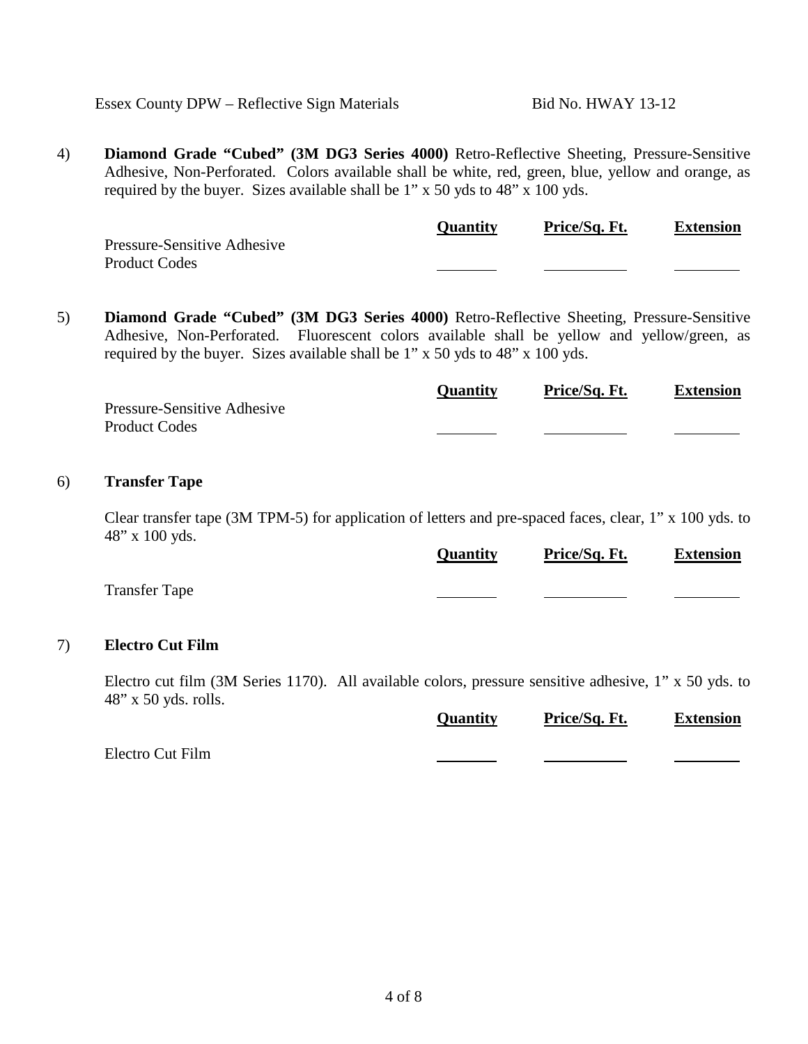4) **Diamond Grade "Cubed" (3M DG3 Series 4000)** Retro-Reflective Sheeting, Pressure-Sensitive Adhesive, Non-Perforated. Colors available shall be white, red, green, blue, yellow and orange, as required by the buyer. Sizes available shall be 1" x 50 yds to 48" x 100 yds.

| | Quantity | Price/Sq. Ft. | Extension |
|---|---|---|---|
| Pressure-Sensitive Adhesive Product Codes | ________ | ___________ | _________ |

5) **Diamond Grade "Cubed" (3M DG3 Series 4000)** Retro-Reflective Sheeting, Pressure-Sensitive Adhesive, Non-Perforated. Fluorescent colors available shall be yellow and yellow/green, as required by the buyer. Sizes available shall be 1" x 50 yds to 48" x 100 yds.

| | Quantity | Price/Sq. Ft. | Extension |
|---|---|---|---|
| Pressure-Sensitive Adhesive Product Codes | ________ | ___________ | _________ |

6) **Transfer Tape**

Clear transfer tape (3M TPM-5) for application of letters and pre-spaced faces, clear, 1" x 100 yds. to 48" x 100 yds.

| | Quantity | Price/Sq. Ft. | Extension |
|---|---|---|---|
| Transfer Tape | ________ | ___________ | _________ |

7) **Electro Cut Film**

Electro cut film (3M Series 1170). All available colors, pressure sensitive adhesive, 1" x 50 yds. to 48" x 50 yds. rolls.

| | Quantity | Price/Sq. Ft. | Extension |
|---|---|---|---|
| Electro Cut Film | ________ | ___________ | _________ |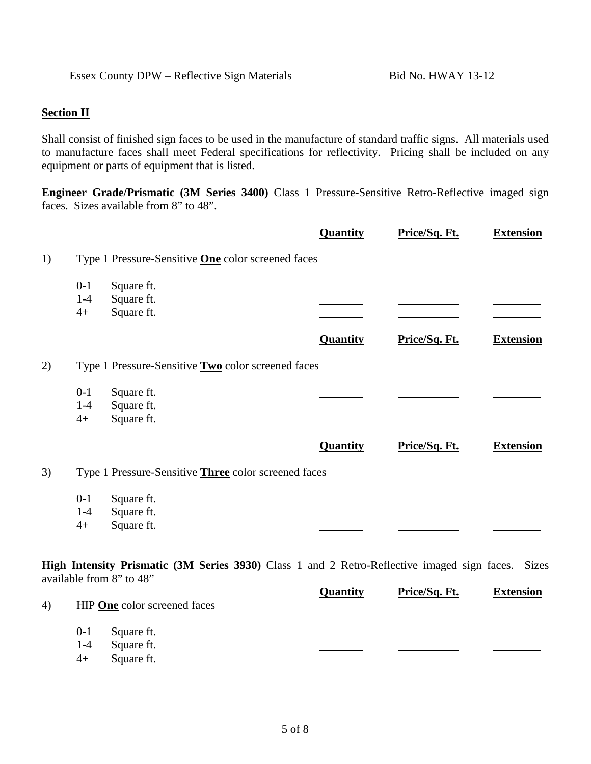Essex County DPW – Reflective Sign Materials Bid No. HWAY 13-12

**Section II**

Shall consist of finished sign faces to be used in the manufacture of standard traffic signs. All materials used to manufacture faces shall meet Federal specifications for reflectivity. Pricing shall be included on any equipment or parts of equipment that is listed.

**Engineer Grade/Prismatic (3M Series 3400)** Class 1 Pressure-Sensitive Retro-Reflective imaged sign faces. Sizes available from 8" to 48".

| | | Quantity | Price/Sq. Ft. | Extension |
|---|---|---|---|---|
| 1) | Type 1 Pressure-Sensitive **One** color screened faces | | | |
| | 0-1 Square ft. | ______ | ______ | ______ |
| | 1-4 Square ft. | ______ | ______ | ______ |
| | 4+ Square ft. | ______ | ______ | ______ |

| | | Quantity | Price/Sq. Ft. | Extension |
|---|---|---|---|---|
| 2) | Type 1 Pressure-Sensitive **Two** color screened faces | | | |
| | 0-1 Square ft. | ______ | ______ | ______ |
| | 1-4 Square ft. | ______ | ______ | ______ |
| | 4+ Square ft. | ______ | ______ | ______ |

| | | Quantity | Price/Sq. Ft. | Extension |
|---|---|---|---|---|
| 3) | Type 1 Pressure-Sensitive **Three** color screened faces | | | |
| | 0-1 Square ft. | ______ | ______ | ______ |
| | 1-4 Square ft. | ______ | ______ | ______ |
| | 4+ Square ft. | ______ | ______ | ______ |

**High Intensity Prismatic (3M Series 3930)** Class 1 and 2 Retro-Reflective imaged sign faces. Sizes available from 8" to 48"

| | | Quantity | Price/Sq. Ft. | Extension |
|---|---|---|---|---|
| 4) | HIP **One** color screened faces | | | |
| | 0-1 Square ft. | ______ | ______ | ______ |
| | 1-4 Square ft. | ______ | ______ | ______ |
| | 4+ Square ft. | ______ | ______ | ______ |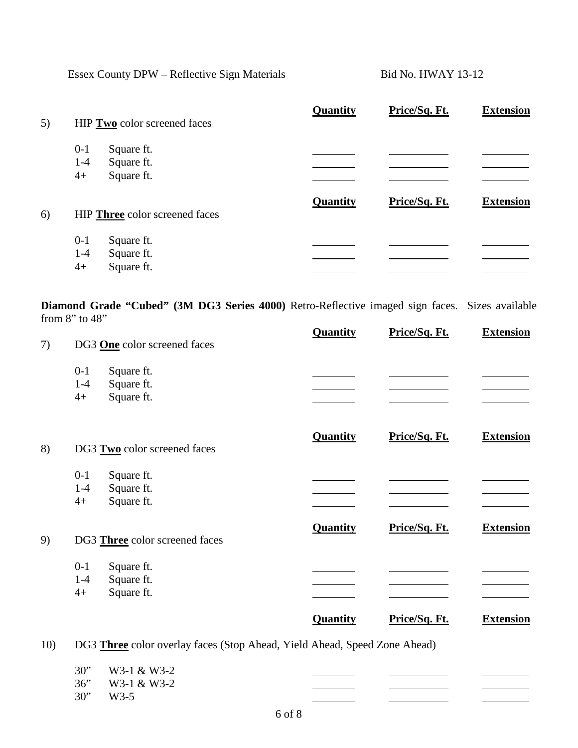| | | Quantity | Price/Sq. Ft. | Extension |
|---|---|---|---|---|
| 5) | HIP **Two** color screened faces | | | |
| | 0-1 Square ft. | | | |
| | 1-4 Square ft. | | | |
| | 4+ Square ft. | | | |

| | | Quantity | Price/Sq. Ft. | Extension |
|---|---|---|---|---|
| 6) | HIP **Three** color screened faces | | | |
| | 0-1 Square ft. | | | |
| | 1-4 Square ft. | | | |
| | 4+ Square ft. | | | |

**Diamond Grade "Cubed" (3M DG3 Series 4000)** Retro-Reflective imaged sign faces. Sizes available from 8" to 48"

| | | Quantity | Price/Sq. Ft. | Extension |
|---|---|---|---|---|
| 7) | DG3 **One** color screened faces | | | |
| | 0-1 Square ft. | | | |
| | 1-4 Square ft. | | | |
| | 4+ Square ft. | | | |

| | | Quantity | Price/Sq. Ft. | Extension |
|---|---|---|---|---|
| 8) | DG3 **Two** color screened faces | | | |
| | 0-1 Square ft. | | | |
| | 1-4 Square ft. | | | |
| | 4+ Square ft. | | | |

| | | Quantity | Price/Sq. Ft. | Extension |
|---|---|---|---|---|
| 9) | DG3 **Three** color screened faces | | | |
| | 0-1 Square ft. | | | |
| | 1-4 Square ft. | | | |
| | 4+ Square ft. | | | |

| | | Quantity | Price/Sq. Ft. | Extension |
|---|---|---|---|---|
| 10) | DG3 **Three** color overlay faces (Stop Ahead, Yield Ahead, Speed Zone Ahead) | | | |
| | 30" W3-1 & W3-2 | | | |
| | 36" W3-1 & W3-2 | | | |
| | 30" W3-5 | | | |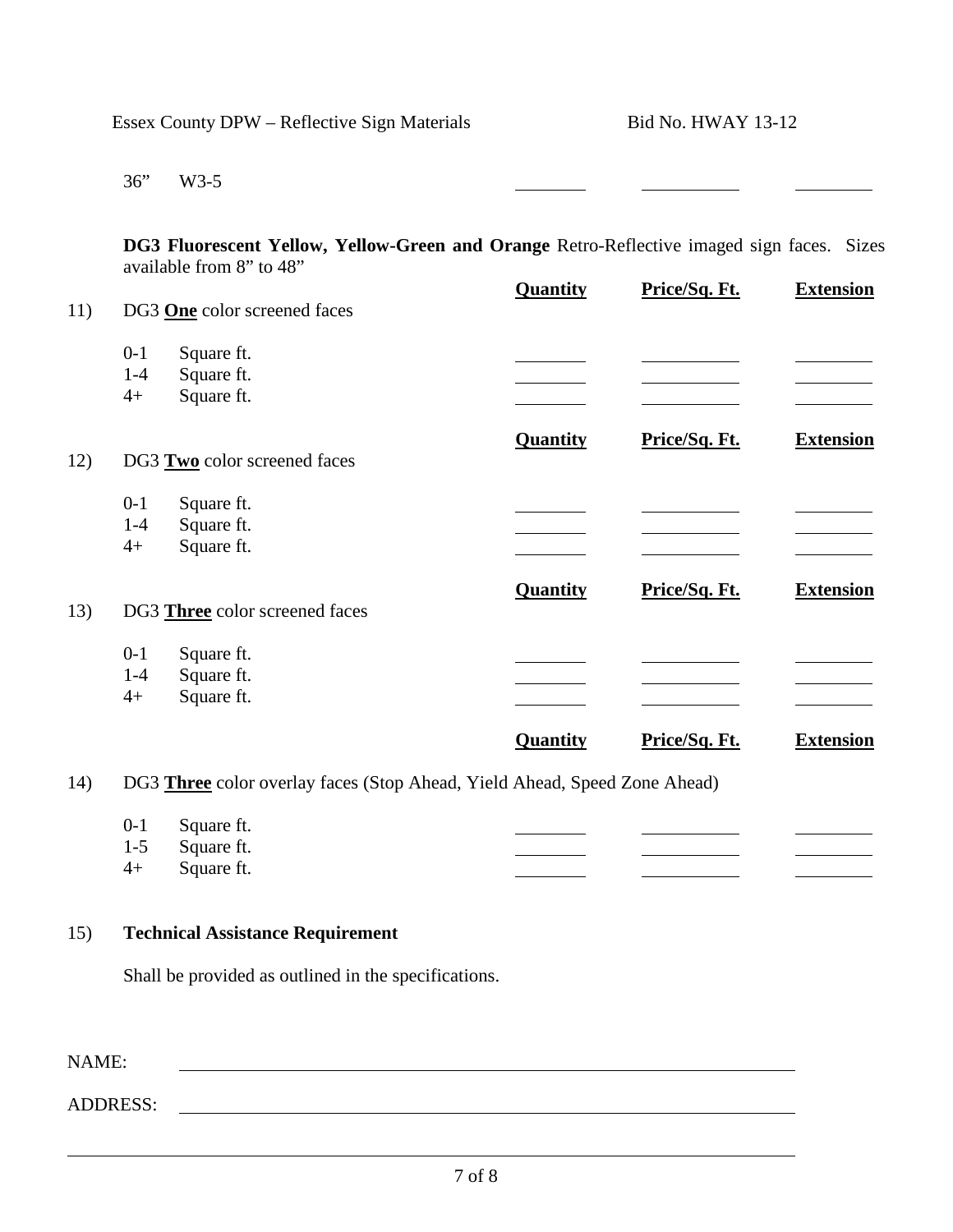| | | Quantity | Price/Sq. Ft. | Extension |
|---|---|---|---|---|
| 36" | W3-5 | | | |

**DG3 Fluorescent Yellow, Yellow-Green and Orange** Retro-Reflective imaged sign faces. Sizes available from 8" to 48"

11) DG3 **One** color screened faces

| | | Quantity | Price/Sq. Ft. | Extension |
|---|---|---|---|---|
| 0-1 | Square ft. | | | |
| 1-4 | Square ft. | | | |
| 4+ | Square ft. | | | |

12) DG3 **Two** color screened faces

| | | Quantity | Price/Sq. Ft. | Extension |
|---|---|---|---|---|
| 0-1 | Square ft. | | | |
| 1-4 | Square ft. | | | |
| 4+ | Square ft. | | | |

13) DG3 **Three** color screened faces

| | | Quantity | Price/Sq. Ft. | Extension |
|---|---|---|---|---|
| 0-1 | Square ft. | | | |
| 1-4 | Square ft. | | | |
| 4+ | Square ft. | | | |

14) DG3 **Three** color overlay faces (Stop Ahead, Yield Ahead, Speed Zone Ahead)

| | | Quantity | Price/Sq. Ft. | Extension |
|---|---|---|---|---|
| 0-1 | Square ft. | | | |
| 1-5 | Square ft. | | | |
| 4+ | Square ft. | | | |

15) **Technical Assistance Requirement**

Shall be provided as outlined in the specifications.

NAME: \_\_\_\_\_\_\_\_\_\_\_\_\_\_\_\_\_\_\_\_\_\_\_\_\_\_\_\_\_\_\_\_\_\_\_\_\_\_\_\_

ADDRESS: \_\_\_\_\_\_\_\_\_\_\_\_\_\_\_\_\_\_\_\_\_\_\_\_\_\_\_\_\_\_\_\_\_\_\_\_\_\_\_\_

\_\_\_\_\_\_\_\_\_\_\_\_\_\_\_\_\_\_\_\_\_\_\_\_\_\_\_\_\_\_\_\_\_\_\_\_\_\_\_\_\_\_\_\_\_\_\_\_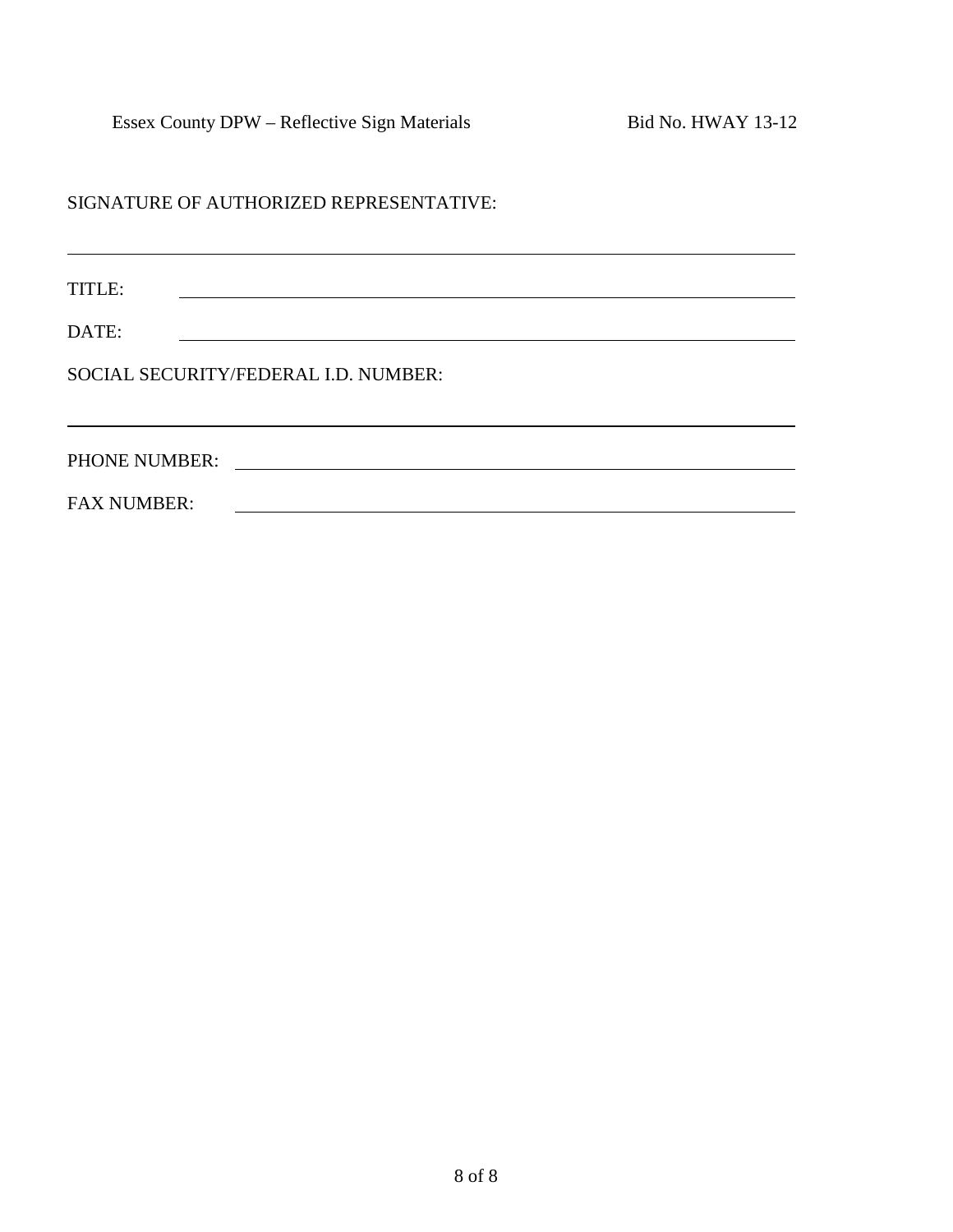SIGNATURE OF AUTHORIZED REPRESENTATIVE:

\_\_\_\_\_\_\_\_\_\_\_\_\_\_\_\_\_\_\_\_\_\_\_\_\_\_\_\_\_\_\_\_\_\_\_\_\_\_\_\_\_\_\_\_\_\_\_\_

TITLE: \_\_\_\_\_\_\_\_\_\_\_\_\_\_\_\_\_\_\_\_\_\_\_\_\_\_\_\_\_\_\_\_\_\_\_\_\_\_\_\_

DATE: \_\_\_\_\_\_\_\_\_\_\_\_\_\_\_\_\_\_\_\_\_\_\_\_\_\_\_\_\_\_\_\_\_\_\_\_\_\_\_\_

SOCIAL SECURITY/FEDERAL I.D. NUMBER:

\_\_\_\_\_\_\_\_\_\_\_\_\_\_\_\_\_\_\_\_\_\_\_\_\_\_\_\_\_\_\_\_\_\_\_\_\_\_\_\_\_\_\_\_\_\_\_\_

PHONE NUMBER: \_\_\_\_\_\_\_\_\_\_\_\_\_\_\_\_\_\_\_\_\_\_\_\_\_\_\_\_\_\_\_\_\_\_\_\_

FAX NUMBER: \_\_\_\_\_\_\_\_\_\_\_\_\_\_\_\_\_\_\_\_\_\_\_\_\_\_\_\_\_\_\_\_\_\_\_\_